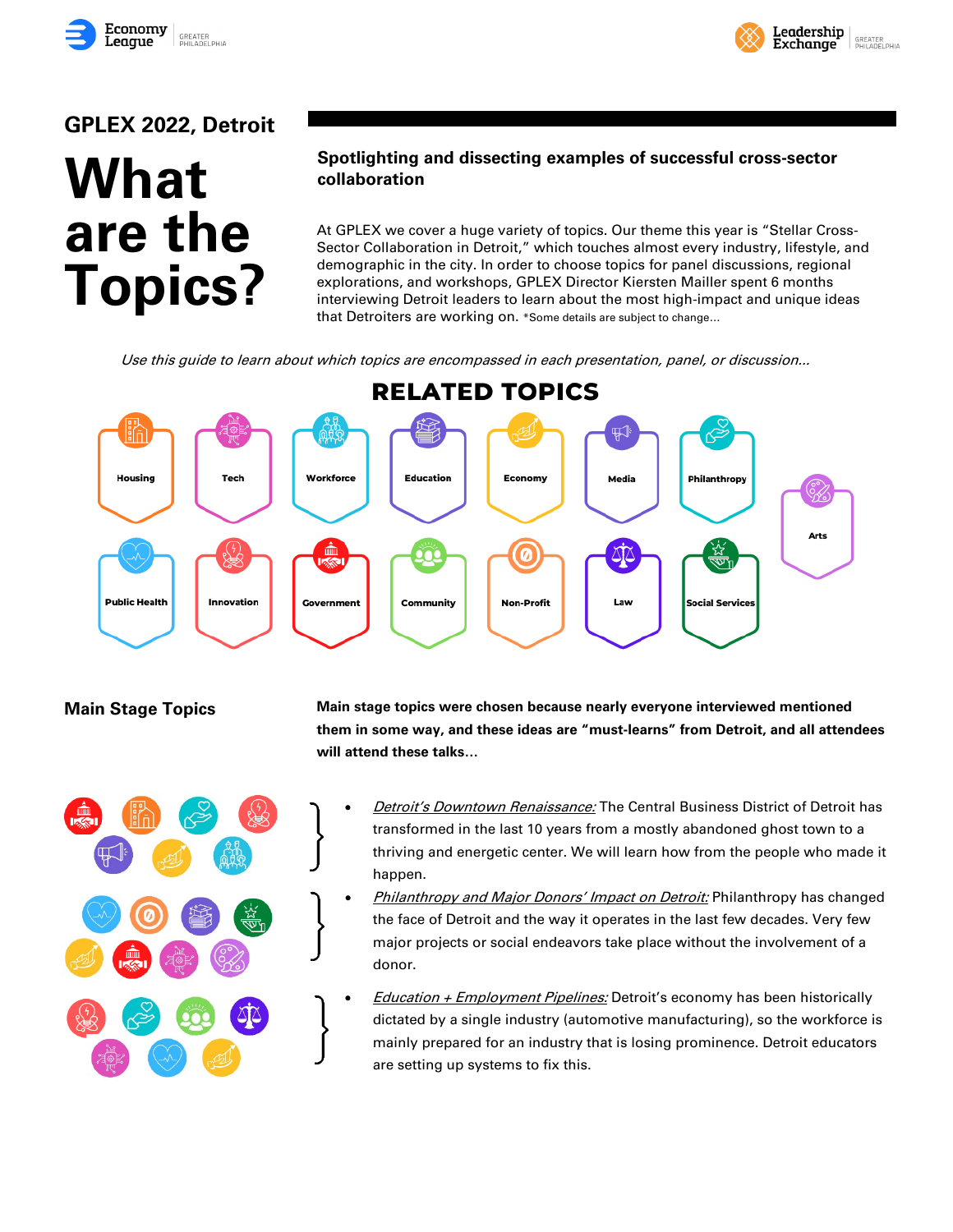GPLEX 2022, Detroit

# What are the Topics?

**Spotlighting and dissecting examples of successful cross-sector collaboration**

At GPLEX we cover a huge variety of topics. Our theme this year is "Stellar Cross-Sector Collaboration in Detroit," which touches almost every industry, lifestyle, and demographic in the city. In order to choose topics for panel discussions, regional explorations, and workshops, GPLEX Director Kiersten Mailler spent 6 months interviewing Detroit leaders to learn about the most high-impact and unique ideas that Detroiters are working on. *Some details are subject to change...

*Use this guide to learn about which topics are encompassed in each presentation, panel, or discussion...*

## RELATED TOPICS

- Housing
- Tech
- Workforce
- Education
- Economy
- Media
- Philanthropy
- Arts
- Public Health
- Innovation
- Government
- Community
- Non-Profit
- Law
- Social Services

## Main Stage Topics

**Main stage topics were chosen because nearly everyone interviewed mentioned them in some way, and these ideas are "must-learns" from Detroit, and all attendees will attend these talks...**

- *Detroit's Downtown Renaissance:* The Central Business District of Detroit has transformed in the last 10 years from a mostly abandoned ghost town to a thriving and energetic center. We will learn how from the people who made it happen.
- *Philanthropy and Major Donors' Impact on Detroit:* Philanthropy has changed the face of Detroit and the way it operates in the last few decades. Very few major projects or social endeavors take place without the involvement of a donor.
- *Education + Employment Pipelines:* Detroit's economy has been historically dictated by a single industry (automotive manufacturing), so the workforce is mainly prepared for an industry that is losing prominence. Detroit educators are setting up systems to fix this.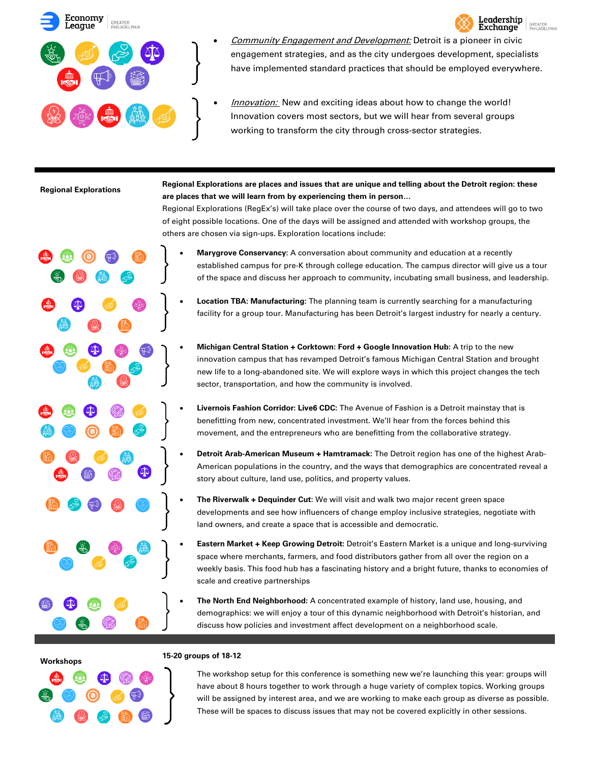- *Community Engagement and Development:* Detroit is a pioneer in civic engagement strategies, and as the city undergoes development, specialists have implemented standard practices that should be employed everywhere.

- *Innovation:* New and exciting ideas about how to change the world! Innovation covers most sectors, but we will hear from several groups working to transform the city through cross-sector strategies.

## Regional Explorations

**Regional Explorations are places and issues that are unique and telling about the Detroit region: these are places that we will learn from by experiencing them in person…**

Regional Explorations (RegEx's) will take place over the course of two days, and attendees will go to two of eight possible locations. One of the days will be assigned and attended with workshop groups, the others are chosen via sign-ups. Exploration locations include:

- **Marygrove Conservancy:** A conversation about community and education at a recently established campus for pre-K through college education. The campus director will give us a tour of the space and discuss her approach to community, incubating small business, and leadership.

- **Location TBA: Manufacturing:** The planning team is currently searching for a manufacturing facility for a group tour. Manufacturing has been Detroit's largest industry for nearly a century.

- **Michigan Central Station + Corktown: Ford + Google Innovation Hub:** A trip to the new innovation campus that has revamped Detroit's famous Michigan Central Station and brought new life to a long-abandoned site. We will explore ways in which this project changes the tech sector, transportation, and how the community is involved.

- **Livernois Fashion Corridor: Live6 CDC:** The Avenue of Fashion is a Detroit mainstay that is benefitting from new, concentrated investment. We'll hear from the forces behind this movement, and the entrepreneurs who are benefitting from the collaborative strategy.

- **Detroit Arab-American Museum + Hamtramack:** The Detroit region has one of the highest Arab-American populations in the country, and the ways that demographics are concentrated reveal a story about culture, land use, politics, and property values.

- **The Riverwalk + Dequinder Cut:** We will visit and walk two major recent green space developments and see how influencers of change employ inclusive strategies, negotiate with land owners, and create a space that is accessible and democratic.

- **Eastern Market + Keep Growing Detroit:** Detroit's Eastern Market is a unique and long-surviving space where merchants, farmers, and food distributors gather from all over the region on a weekly basis. This food hub has a fascinating history and a bright future, thanks to economies of scale and creative partnerships

- **The North End Neighborhood:** A concentrated example of history, land use, housing, and demographics: we will enjoy a tour of this dynamic neighborhood with Detroit's historian, and discuss how policies and investment affect development on a neighborhood scale.

## Workshops

**15-20 groups of 18-12**

The workshop setup for this conference is something new we're launching this year: groups will have about 8 hours together to work through a huge variety of complex topics. Working groups will be assigned by interest area, and we are working to make each group as diverse as possible. These will be spaces to discuss issues that may not be covered explicitly in other sessions.